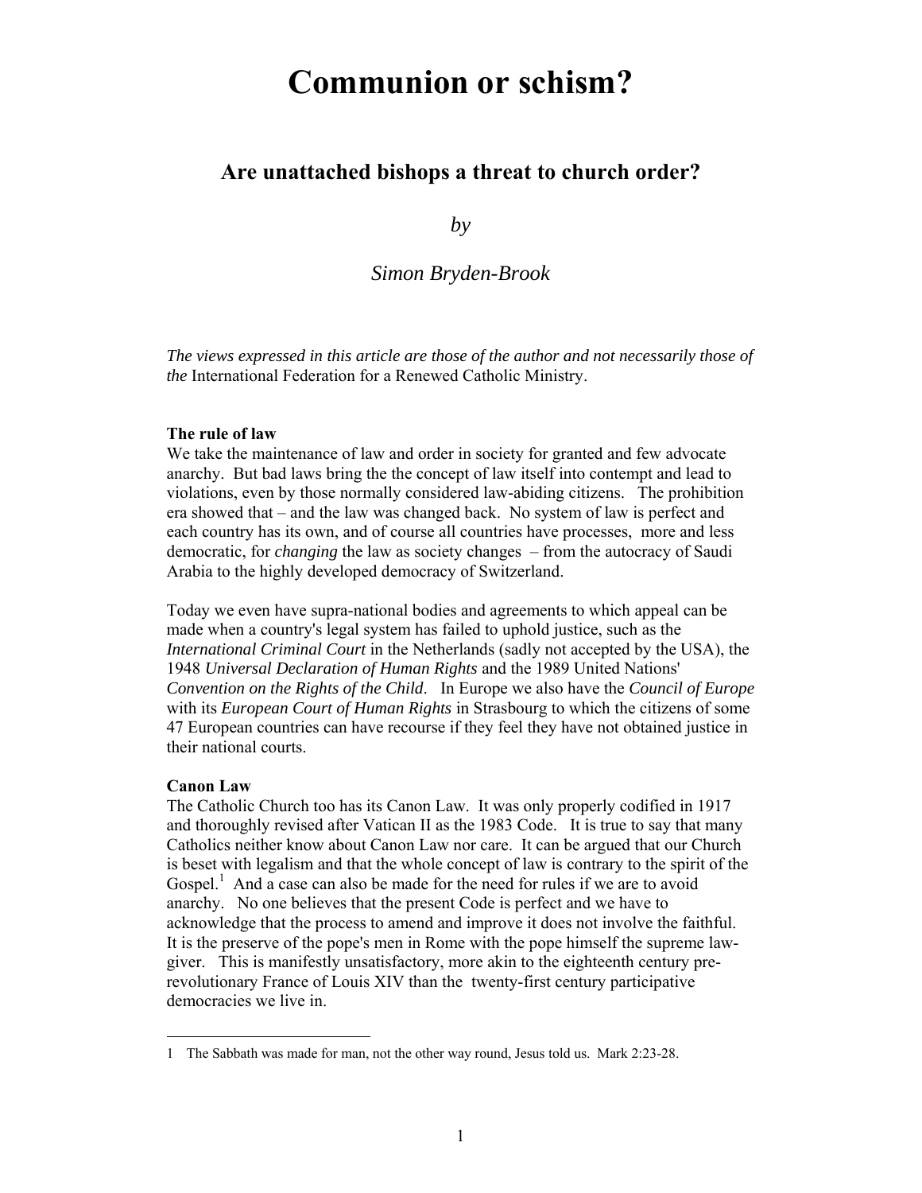# Communion or schism?

## Are unattached bishops a threat to church order?

*by*

*Simon Bryden-Brook*

*The views expressed in this article are those of the author and not necessarily those of the* International Federation for a Renewed Catholic Ministry.

**The rule of law**

We take the maintenance of law and order in society for granted and few advocate anarchy. But bad laws bring the the concept of law itself into contempt and lead to violations, even by those normally considered law-abiding citizens. The prohibition era showed that – and the law was changed back. No system of law is perfect and each country has its own, and of course all countries have processes, more and less democratic, for *changing* the law as society changes – from the autocracy of Saudi Arabia to the highly developed democracy of Switzerland.

Today we even have supra-national bodies and agreements to which appeal can be made when a country's legal system has failed to uphold justice, such as the *International Criminal Court* in the Netherlands (sadly not accepted by the USA), the 1948 *Universal Declaration of Human Rights* and the 1989 United Nations' *Convention on the Rights of the Child*. In Europe we also have the *Council of Europe* with its *European Court of Human Rights* in Strasbourg to which the citizens of some 47 European countries can have recourse if they feel they have not obtained justice in their national courts.

**Canon Law**

The Catholic Church too has its Canon Law. It was only properly codified in 1917 and thoroughly revised after Vatican II as the 1983 Code. It is true to say that many Catholics neither know about Canon Law nor care. It can be argued that our Church is beset with legalism and that the whole concept of law is contrary to the spirit of the Gospel.[1] And a case can also be made for the need for rules if we are to avoid anarchy. No one believes that the present Code is perfect and we have to acknowledge that the process to amend and improve it does not involve the faithful. It is the preserve of the pope's men in Rome with the pope himself the supreme law-giver. This is manifestly unsatisfactory, more akin to the eighteenth century pre-revolutionary France of Louis XIV than the twenty-first century participative democracies we live in.

---

1 The Sabbath was made for man, not the other way round, Jesus told us. Mark 2:23-28.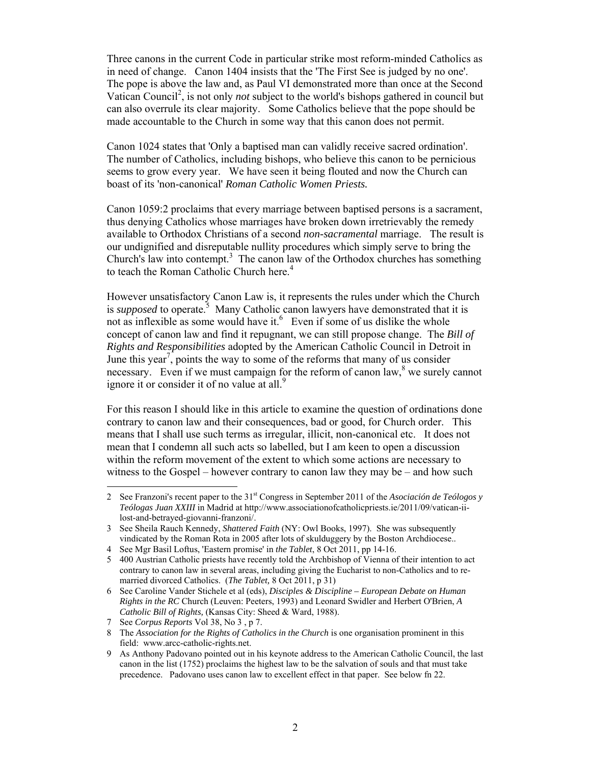Three canons in the current Code in particular strike most reform-minded Catholics as in need of change. Canon 1404 insists that the 'The First See is judged by no one'. The pope is above the law and, as Paul VI demonstrated more than once at the Second Vatican Council[2], is not only *not* subject to the world's bishops gathered in council but can also overrule its clear majority. Some Catholics believe that the pope should be made accountable to the Church in some way that this canon does not permit.

Canon 1024 states that 'Only a baptised man can validly receive sacred ordination'. The number of Catholics, including bishops, who believe this canon to be pernicious seems to grow every year. We have seen it being flouted and now the Church can boast of its 'non-canonical' ***Roman Catholic Women Priests.***

Canon 1059:2 proclaims that every marriage between baptised persons is a sacrament, thus denying Catholics whose marriages have broken down irretrievably the remedy available to Orthodox Christians of a second *non-sacramental* marriage. The result is our undignified and disreputable nullity procedures which simply serve to bring the Church's law into contempt.[3] The canon law of the Orthodox churches has something to teach the Roman Catholic Church here.[4]

However unsatisfactory Canon Law is, it represents the rules under which the Church is *supposed* to operate.[5] Many Catholic canon lawyers have demonstrated that it is not as inflexible as some would have it.[6] Even if some of us dislike the whole concept of canon law and find it repugnant, we can still propose change. The *Bill of Rights and Responsibilities* adopted by the American Catholic Council in Detroit in June this year[7], points the way to some of the reforms that many of us consider necessary. Even if we must campaign for the reform of canon law,[8] we surely cannot ignore it or consider it of no value at all.[9]

For this reason I should like in this article to examine the question of ordinations done contrary to canon law and their consequences, bad or good, for Church order. This means that I shall use such terms as irregular, illicit, non-canonical etc. It does not mean that I condemn all such acts so labelled, but I am keen to open a discussion within the reform movement of the extent to which some actions are necessary to witness to the Gospel – however contrary to canon law they may be – and how such

---

2 See Franzoni's recent paper to the 31st Congress in September 2011 of the *Asociación de Teólogos y Teólogas Juan XXIII* in Madrid at http://www.associationofcatholicpriests.ie/2011/09/vatican-ii-lost-and-betrayed-giovanni-franzoni/.

3 See Sheila Rauch Kennedy, *Shattered Faith* (NY: Owl Books, 1997). She was subsequently vindicated by the Roman Rota in 2005 after lots of skulduggery by the Boston Archdiocese..

4 See Mgr Basil Loftus, 'Eastern promise' in *the Tablet*, 8 Oct 2011, pp 14-16.

5 400 Austrian Catholic priests have recently told the Archbishop of Vienna of their intention to act contrary to canon law in several areas, including giving the Eucharist to non-Catholics and to re-married divorced Catholics. (*The Tablet,* 8 Oct 2011, p 31)

6 See Caroline Vander Stichele et al (eds), *Disciples & Discipline – European Debate on Human Rights in the RC* Church (Leuven: Peeters, 1993) and Leonard Swidler and Herbert O'Brien, *A Catholic Bill of Rights,* (Kansas City: Sheed & Ward, 1988).

7 See *Corpus Reports* Vol 38, No 3 , p 7.

8 The *Association for the Rights of Catholics in the Church* is one organisation prominent in this field: www.arcc-catholic-rights.net.

9 As Anthony Padovano pointed out in his keynote address to the American Catholic Council, the last canon in the list (1752) proclaims the highest law to be the salvation of souls and that must take precedence. Padovano uses canon law to excellent effect in that paper. See below fn 22.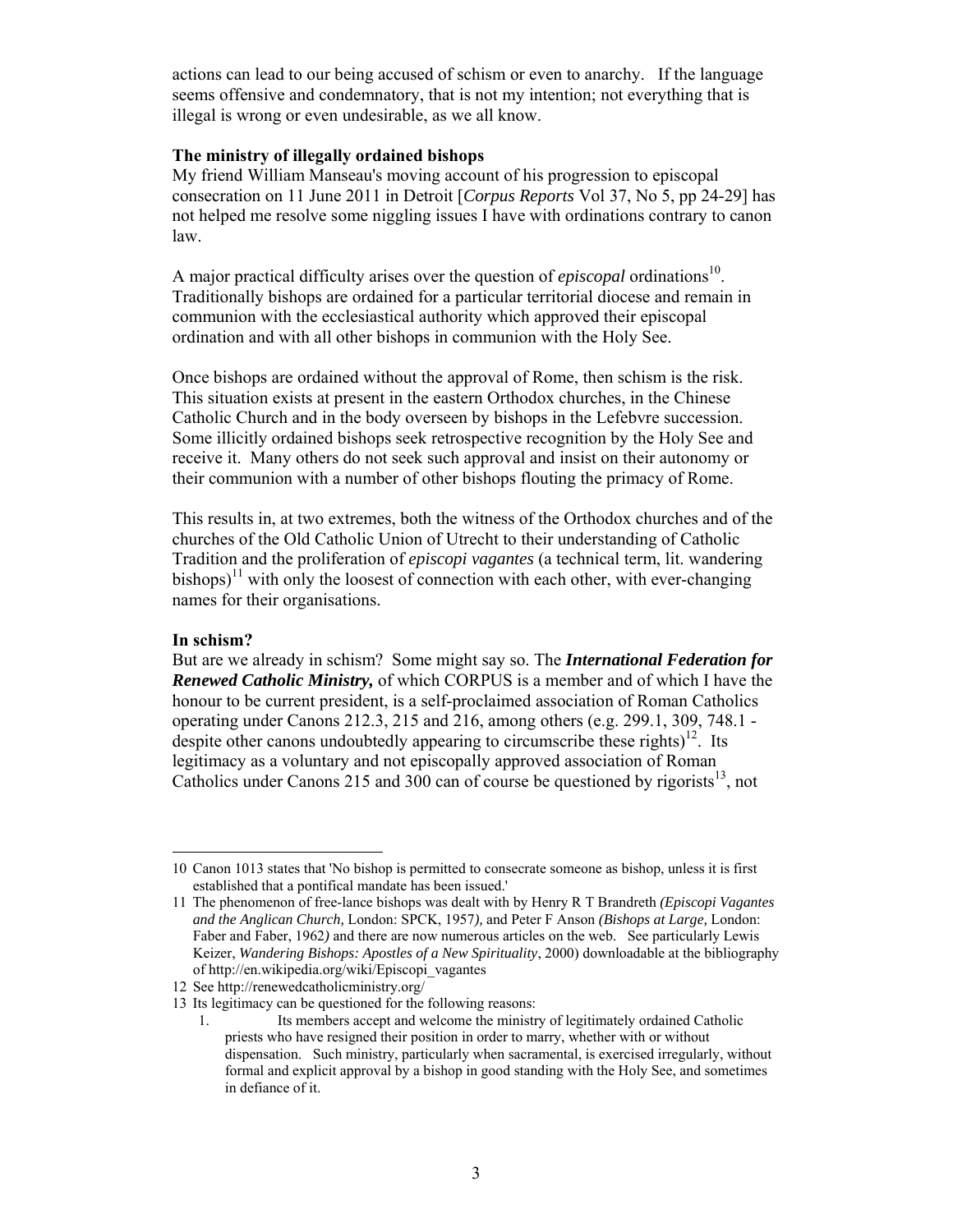actions can lead to our being accused of schism or even to anarchy. If the language seems offensive and condemnatory, that is not my intention; not everything that is illegal is wrong or even undesirable, as we all know.

**The ministry of illegally ordained bishops**

My friend William Manseau's moving account of his progression to episcopal consecration on 11 June 2011 in Detroit [*Corpus Reports* Vol 37, No 5, pp 24-29] has not helped me resolve some niggling issues I have with ordinations contrary to canon law.

A major practical difficulty arises over the question of *episcopal* ordinations[10]. Traditionally bishops are ordained for a particular territorial diocese and remain in communion with the ecclesiastical authority which approved their episcopal ordination and with all other bishops in communion with the Holy See.

Once bishops are ordained without the approval of Rome, then schism is the risk. This situation exists at present in the eastern Orthodox churches, in the Chinese Catholic Church and in the body overseen by bishops in the Lefebvre succession. Some illicitly ordained bishops seek retrospective recognition by the Holy See and receive it. Many others do not seek such approval and insist on their autonomy or their communion with a number of other bishops flouting the primacy of Rome.

This results in, at two extremes, both the witness of the Orthodox churches and of the churches of the Old Catholic Union of Utrecht to their understanding of Catholic Tradition and the proliferation of *episcopi vagantes* (a technical term, lit. wandering bishops)[11] with only the loosest of connection with each other, with ever-changing names for their organisations.

**In schism?**

But are we already in schism? Some might say so. The ***International Federation for Renewed Catholic Ministry,*** of which CORPUS is a member and of which I have the honour to be current president, is a self-proclaimed association of Roman Catholics operating under Canons 212.3, 215 and 216, among others (e.g. 299.1, 309, 748.1 - despite other canons undoubtedly appearing to circumscribe these rights)[12]. Its legitimacy as a voluntary and not episcopally approved association of Roman Catholics under Canons 215 and 300 can of course be questioned by rigorists[13], not

---

10 Canon 1013 states that 'No bishop is permitted to consecrate someone as bishop, unless it is first established that a pontifical mandate has been issued.'

11 The phenomenon of free-lance bishops was dealt with by Henry R T Brandreth *(Episcopi Vagantes and the Anglican Church,* London: SPCK, 1957*),* and Peter F Anson *(Bishops at Large,* London: Faber and Faber, 1962*)* and there are now numerous articles on the web. See particularly Lewis Keizer, *Wandering Bishops: Apostles of a New Spirituality*, 2000) downloadable at the bibliography of http://en.wikipedia.org/wiki/Episcopi_vagantes

12 See http://renewedcatholicministry.org/

13 Its legitimacy can be questioned for the following reasons:

1. Its members accept and welcome the ministry of legitimately ordained Catholic priests who have resigned their position in order to marry, whether with or without dispensation. Such ministry, particularly when sacramental, is exercised irregularly, without formal and explicit approval by a bishop in good standing with the Holy See, and sometimes in defiance of it.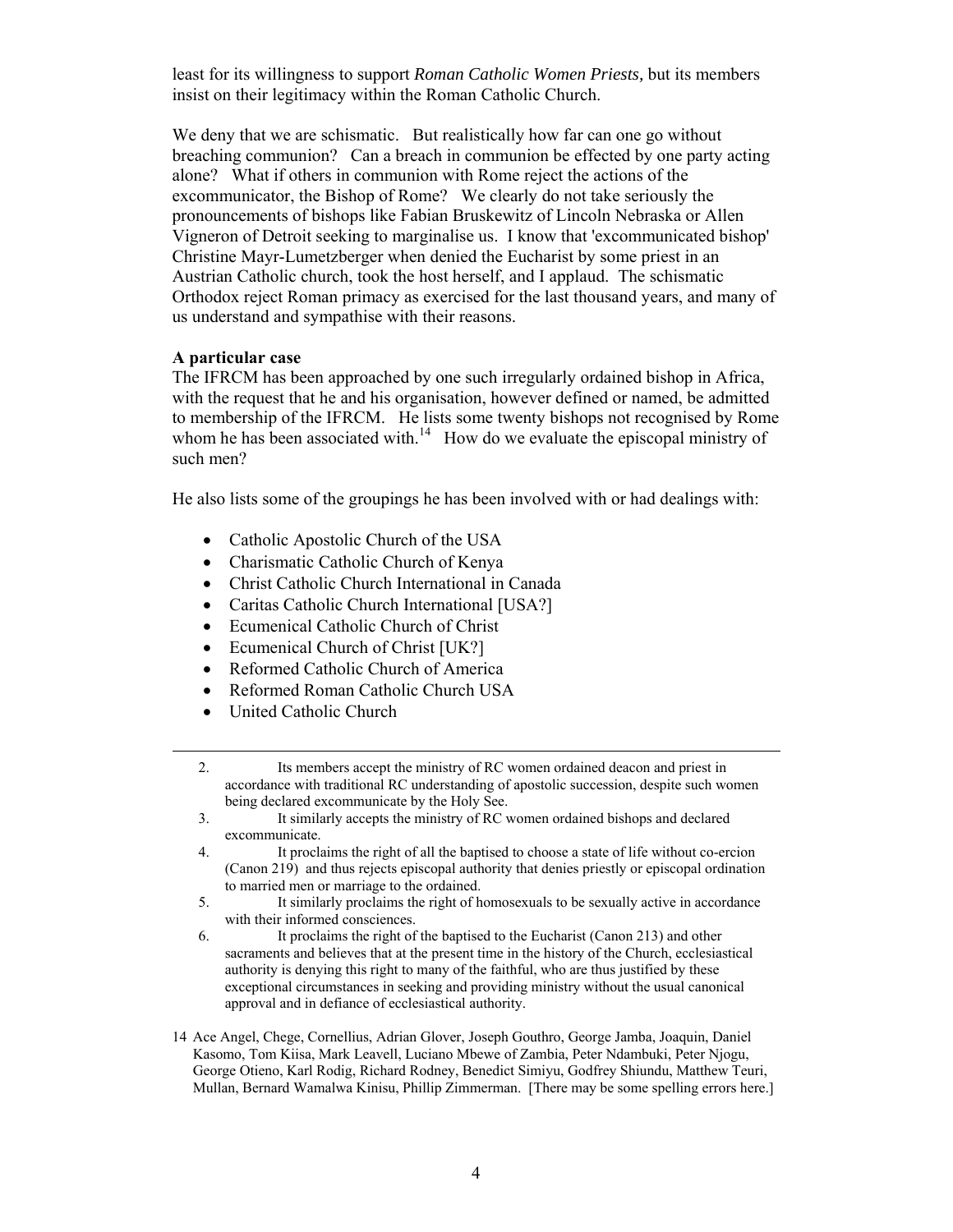least for its willingness to support *Roman Catholic Women Priests,* but its members insist on their legitimacy within the Roman Catholic Church.

We deny that we are schismatic. But realistically how far can one go without breaching communion? Can a breach in communion be effected by one party acting alone? What if others in communion with Rome reject the actions of the excommunicator, the Bishop of Rome? We clearly do not take seriously the pronouncements of bishops like Fabian Bruskewitz of Lincoln Nebraska or Allen Vigneron of Detroit seeking to marginalise us. I know that 'excommunicated bishop' Christine Mayr-Lumetzberger when denied the Eucharist by some priest in an Austrian Catholic church, took the host herself, and I applaud. The schismatic Orthodox reject Roman primacy as exercised for the last thousand years, and many of us understand and sympathise with their reasons.

**A particular case**

The IFRCM has been approached by one such irregularly ordained bishop in Africa, with the request that he and his organisation, however defined or named, be admitted to membership of the IFRCM. He lists some twenty bishops not recognised by Rome whom he has been associated with.[14] How do we evaluate the episcopal ministry of such men?

He also lists some of the groupings he has been involved with or had dealings with:

- Catholic Apostolic Church of the USA
- Charismatic Catholic Church of Kenya
- Christ Catholic Church International in Canada
- Caritas Catholic Church International [USA?]
- Ecumenical Catholic Church of Christ
- Ecumenical Church of Christ [UK?]
- Reformed Catholic Church of America
- Reformed Roman Catholic Church USA
- United Catholic Church

---

2. Its members accept the ministry of RC women ordained deacon and priest in accordance with traditional RC understanding of apostolic succession, despite such women being declared excommunicate by the Holy See.
3. It similarly accepts the ministry of RC women ordained bishops and declared excommunicate.
4. It proclaims the right of all the baptised to choose a state of life without co-ercion (Canon 219) and thus rejects episcopal authority that denies priestly or episcopal ordination to married men or marriage to the ordained.
5. It similarly proclaims the right of homosexuals to be sexually active in accordance with their informed consciences.
6. It proclaims the right of the baptised to the Eucharist (Canon 213) and other sacraments and believes that at the present time in the history of the Church, ecclesiastical authority is denying this right to many of the faithful, who are thus justified by these exceptional circumstances in seeking and providing ministry without the usual canonical approval and in defiance of ecclesiastical authority.

14 Ace Angel, Chege, Cornellius, Adrian Glover, Joseph Gouthro, George Jamba, Joaquin, Daniel Kasomo, Tom Kiisa, Mark Leavell, Luciano Mbewe of Zambia, Peter Ndambuki, Peter Njogu, George Otieno, Karl Rodig, Richard Rodney, Benedict Simiyu, Godfrey Shiundu, Matthew Teuri, Mullan, Bernard Wamalwa Kinisu, Phillip Zimmerman. [There may be some spelling errors here.]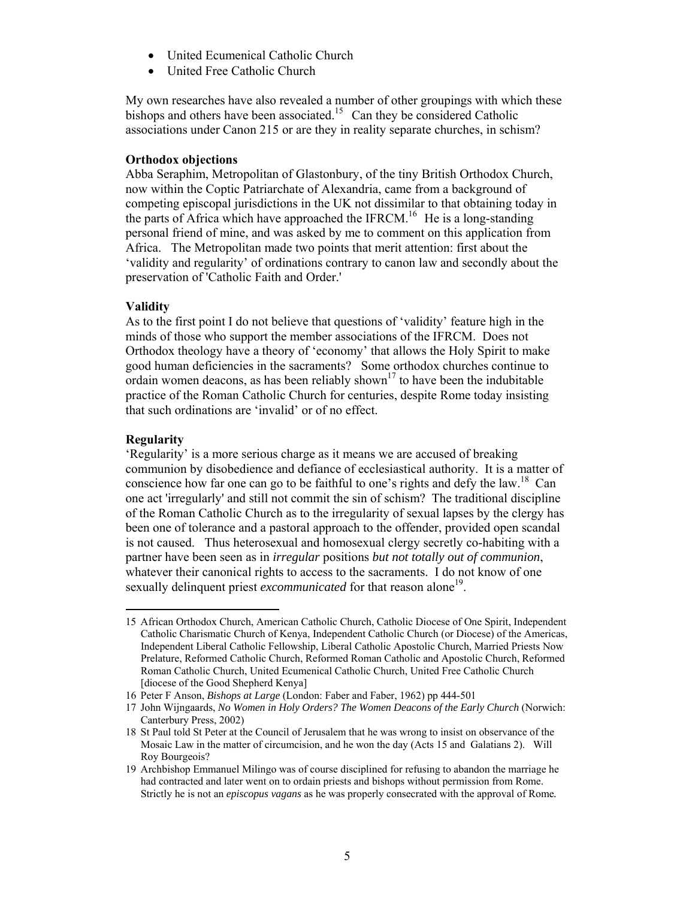- United Ecumenical Catholic Church
- United Free Catholic Church

My own researches have also revealed a number of other groupings with which these bishops and others have been associated.[15] Can they be considered Catholic associations under Canon 215 or are they in reality separate churches, in schism?

**Orthodox objections**

Abba Seraphim, Metropolitan of Glastonbury, of the tiny British Orthodox Church, now within the Coptic Patriarchate of Alexandria, came from a background of competing episcopal jurisdictions in the UK not dissimilar to that obtaining today in the parts of Africa which have approached the IFRCM.[16] He is a long-standing personal friend of mine, and was asked by me to comment on this application from Africa. The Metropolitan made two points that merit attention: first about the 'validity and regularity' of ordinations contrary to canon law and secondly about the preservation of 'Catholic Faith and Order.'

**Validity**

As to the first point I do not believe that questions of 'validity' feature high in the minds of those who support the member associations of the IFRCM. Does not Orthodox theology have a theory of 'economy' that allows the Holy Spirit to make good human deficiencies in the sacraments? Some orthodox churches continue to ordain women deacons, as has been reliably shown[17] to have been the indubitable practice of the Roman Catholic Church for centuries, despite Rome today insisting that such ordinations are 'invalid' or of no effect.

**Regularity**

'Regularity' is a more serious charge as it means we are accused of breaking communion by disobedience and defiance of ecclesiastical authority. It is a matter of conscience how far one can go to be faithful to one's rights and defy the law.[18] Can one act 'irregularly' and still not commit the sin of schism? The traditional discipline of the Roman Catholic Church as to the irregularity of sexual lapses by the clergy has been one of tolerance and a pastoral approach to the offender, provided open scandal is not caused. Thus heterosexual and homosexual clergy secretly co-habiting with a partner have been seen as in *irregular* positions *but not totally out of communion*, whatever their canonical rights to access to the sacraments. I do not know of one sexually delinquent priest *excommunicated* for that reason alone[19].

---

15 African Orthodox Church, American Catholic Church, Catholic Diocese of One Spirit, Independent Catholic Charismatic Church of Kenya, Independent Catholic Church (or Diocese) of the Americas, Independent Liberal Catholic Fellowship, Liberal Catholic Apostolic Church, Married Priests Now Prelature, Reformed Catholic Church, Reformed Roman Catholic and Apostolic Church, Reformed Roman Catholic Church, United Ecumenical Catholic Church, United Free Catholic Church [diocese of the Good Shepherd Kenya]

16 Peter F Anson, *Bishops at Large* (London: Faber and Faber, 1962) pp 444-501

17 John Wijngaards, *No Women in Holy Orders? The Women Deacons of the Early Church* (Norwich: Canterbury Press, 2002)

18 St Paul told St Peter at the Council of Jerusalem that he was wrong to insist on observance of the Mosaic Law in the matter of circumcision, and he won the day (Acts 15 and Galatians 2). Will Roy Bourgeois?

19 Archbishop Emmanuel Milingo was of course disciplined for refusing to abandon the marriage he had contracted and later went on to ordain priests and bishops without permission from Rome. Strictly he is not an *episcopus vagans* as he was properly consecrated with the approval of Rome.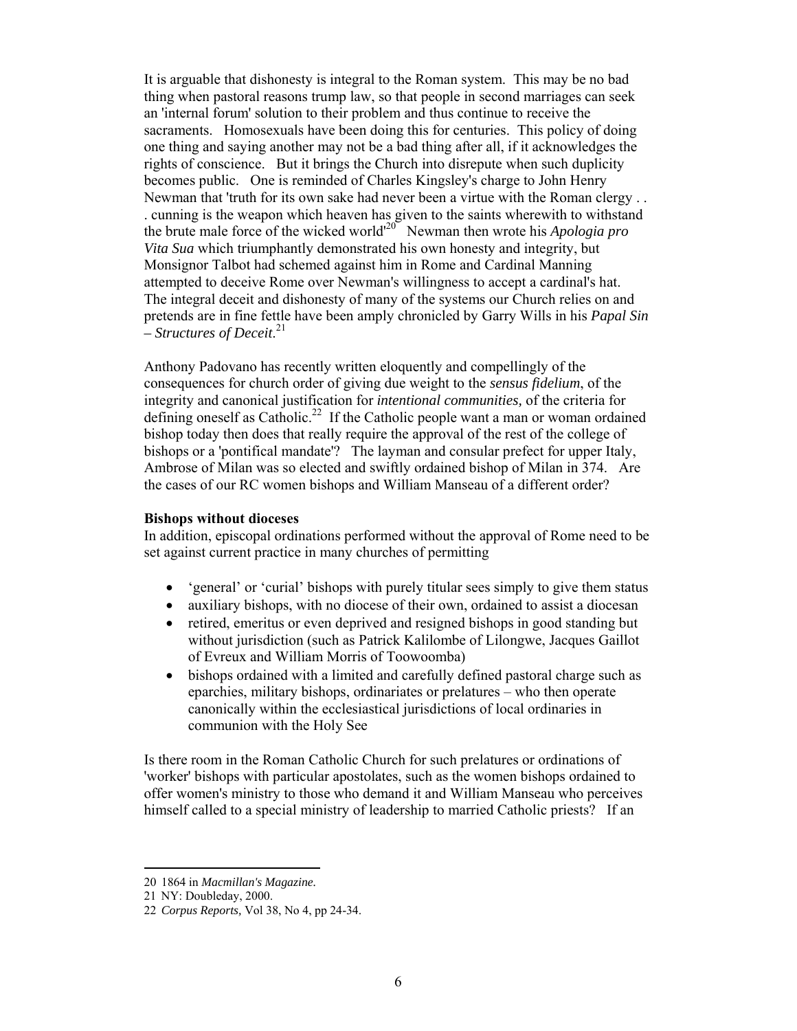It is arguable that dishonesty is integral to the Roman system. This may be no bad thing when pastoral reasons trump law, so that people in second marriages can seek an 'internal forum' solution to their problem and thus continue to receive the sacraments. Homosexuals have been doing this for centuries. This policy of doing one thing and saying another may not be a bad thing after all, if it acknowledges the rights of conscience. But it brings the Church into disrepute when such duplicity becomes public. One is reminded of Charles Kingsley's charge to John Henry Newman that 'truth for its own sake had never been a virtue with the Roman clergy . . . cunning is the weapon which heaven has given to the saints wherewith to withstand the brute male force of the wicked world'[20] Newman then wrote his *Apologia pro Vita Sua* which triumphantly demonstrated his own honesty and integrity, but Monsignor Talbot had schemed against him in Rome and Cardinal Manning attempted to deceive Rome over Newman's willingness to accept a cardinal's hat. The integral deceit and dishonesty of many of the systems our Church relies on and pretends are in fine fettle have been amply chronicled by Garry Wills in his *Papal Sin – Structures of Deceit*.[21]

Anthony Padovano has recently written eloquently and compellingly of the consequences for church order of giving due weight to the *sensus fidelium*, of the integrity and canonical justification for *intentional communities,* of the criteria for defining oneself as Catholic.[22] If the Catholic people want a man or woman ordained bishop today then does that really require the approval of the rest of the college of bishops or a 'pontifical mandate'? The layman and consular prefect for upper Italy, Ambrose of Milan was so elected and swiftly ordained bishop of Milan in 374. Are the cases of our RC women bishops and William Manseau of a different order?

**Bishops without dioceses**

In addition, episcopal ordinations performed without the approval of Rome need to be set against current practice in many churches of permitting

- 'general' or 'curial' bishops with purely titular sees simply to give them status
- auxiliary bishops, with no diocese of their own, ordained to assist a diocesan
- retired, emeritus or even deprived and resigned bishops in good standing but without jurisdiction (such as Patrick Kalilombe of Lilongwe, Jacques Gaillot of Evreux and William Morris of Toowoomba)
- bishops ordained with a limited and carefully defined pastoral charge such as eparchies, military bishops, ordinariates or prelatures – who then operate canonically within the ecclesiastical jurisdictions of local ordinaries in communion with the Holy See

Is there room in the Roman Catholic Church for such prelatures or ordinations of 'worker' bishops with particular apostolates, such as the women bishops ordained to offer women's ministry to those who demand it and William Manseau who perceives himself called to a special ministry of leadership to married Catholic priests? If an

---

20 1864 in *Macmillan's Magazine.*

21 NY: Doubleday, 2000.

22 *Corpus Reports,* Vol 38, No 4, pp 24-34.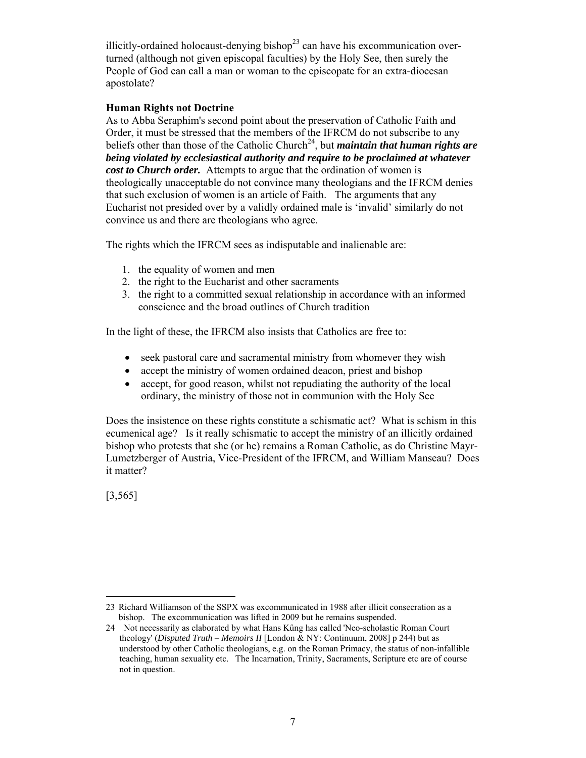illicitly-ordained holocaust-denying bishop[23] can have his excommunication over-turned (although not given episcopal faculties) by the Holy See, then surely the People of God can call a man or woman to the episcopate for an extra-diocesan apostolate?

**Human Rights not Doctrine**

As to Abba Seraphim's second point about the preservation of Catholic Faith and Order, it must be stressed that the members of the IFRCM do not subscribe to any beliefs other than those of the Catholic Church[24], but ***maintain that human rights are being violated by ecclesiastical authority and require to be proclaimed at whatever cost to Church order.*** Attempts to argue that the ordination of women is theologically unacceptable do not convince many theologians and the IFRCM denies that such exclusion of women is an article of Faith. The arguments that any Eucharist not presided over by a validly ordained male is 'invalid' similarly do not convince us and there are theologians who agree.

The rights which the IFRCM sees as indisputable and inalienable are:

1. the equality of women and men
2. the right to the Eucharist and other sacraments
3. the right to a committed sexual relationship in accordance with an informed conscience and the broad outlines of Church tradition

In the light of these, the IFRCM also insists that Catholics are free to:

- seek pastoral care and sacramental ministry from whomever they wish
- accept the ministry of women ordained deacon, priest and bishop
- accept, for good reason, whilst not repudiating the authority of the local ordinary, the ministry of those not in communion with the Holy See

Does the insistence on these rights constitute a schismatic act? What is schism in this ecumenical age? Is it really schismatic to accept the ministry of an illicitly ordained bishop who protests that she (or he) remains a Roman Catholic, as do Christine Mayr-Lumetzberger of Austria, Vice-President of the IFRCM, and William Manseau? Does it matter?

[3,565]

---

23 Richard Williamson of the SSPX was excommunicated in 1988 after illicit consecration as a bishop. The excommunication was lifted in 2009 but he remains suspended.

24 Not necessarily as elaborated by what Hans Küng has called 'Neo-scholastic Roman Court theology' (*Disputed Truth – Memoirs II* [London & NY: Continuum, 2008] p 244) but as understood by other Catholic theologians, e.g. on the Roman Primacy, the status of non-infallible teaching, human sexuality etc. The Incarnation, Trinity, Sacraments, Scripture etc are of course not in question.